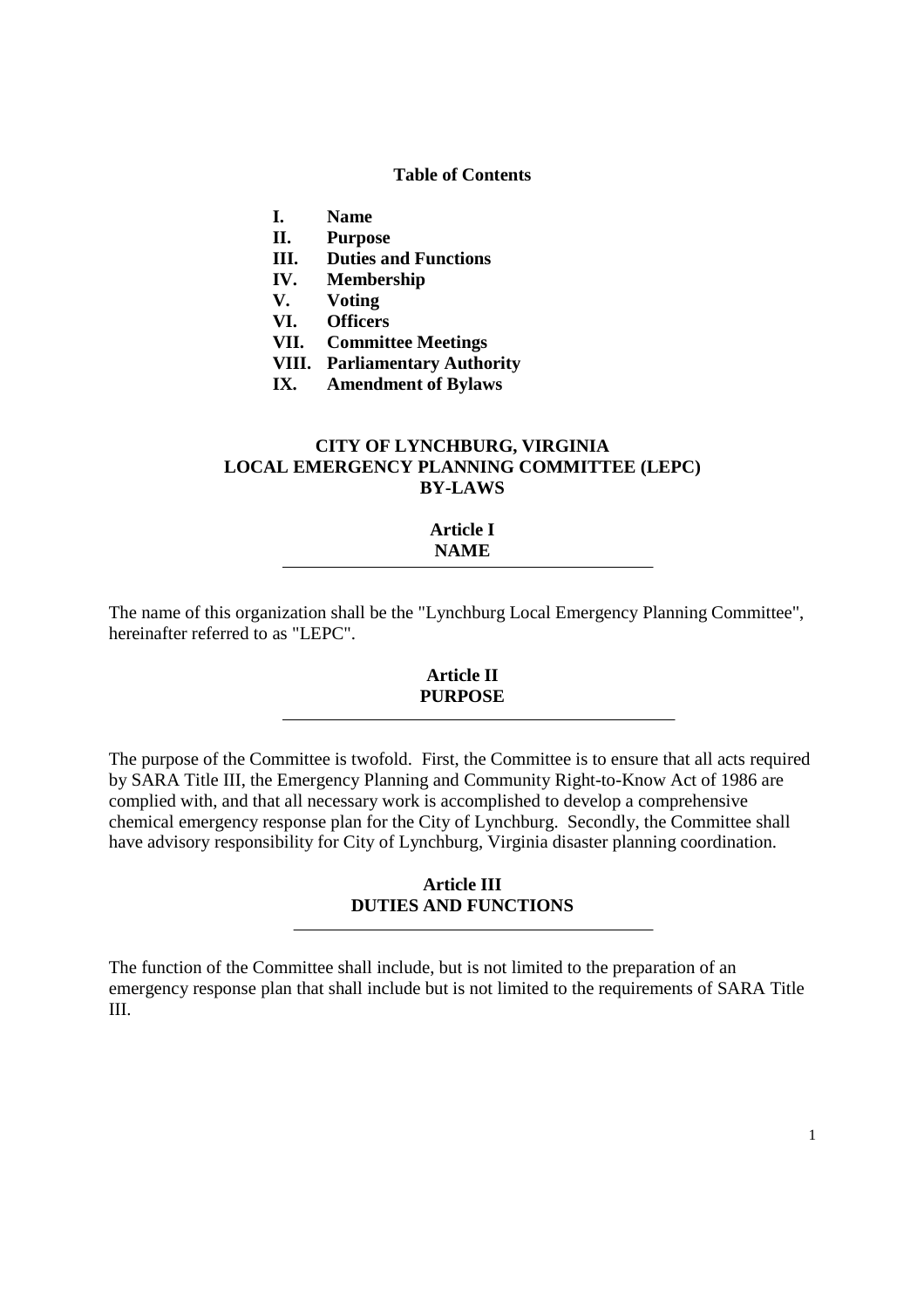**Table of Contents**

- **I. Name**
- **II. Purpose**
- **III. Duties and Functions**
- **IV. Membership**
- **V. Voting**
- **VI. Officers**
- **VII. Committee Meetings**
- **VIII. Parliamentary Authority**
- **IX. Amendment of Bylaws**

# CITY OF LYNCHBURG, VIRGINIA LOCAL EMERGENCY PLANNING COMMITTEE (LEPC) BY-LAWS

## Article I NAME

The name of this organization shall be the "Lynchburg Local Emergency Planning Committee", hereinafter referred to as "LEPC".

## Article II PURPOSE

The purpose of the Committee is twofold. First, the Committee is to ensure that all acts required by SARA Title III, the Emergency Planning and Community Right-to-Know Act of 1986 are complied with, and that all necessary work is accomplished to develop a comprehensive chemical emergency response plan for the City of Lynchburg. Secondly, the Committee shall have advisory responsibility for City of Lynchburg, Virginia disaster planning coordination.

## Article III DUTIES AND FUNCTIONS

The function of the Committee shall include, but is not limited to the preparation of an emergency response plan that shall include but is not limited to the requirements of SARA Title III.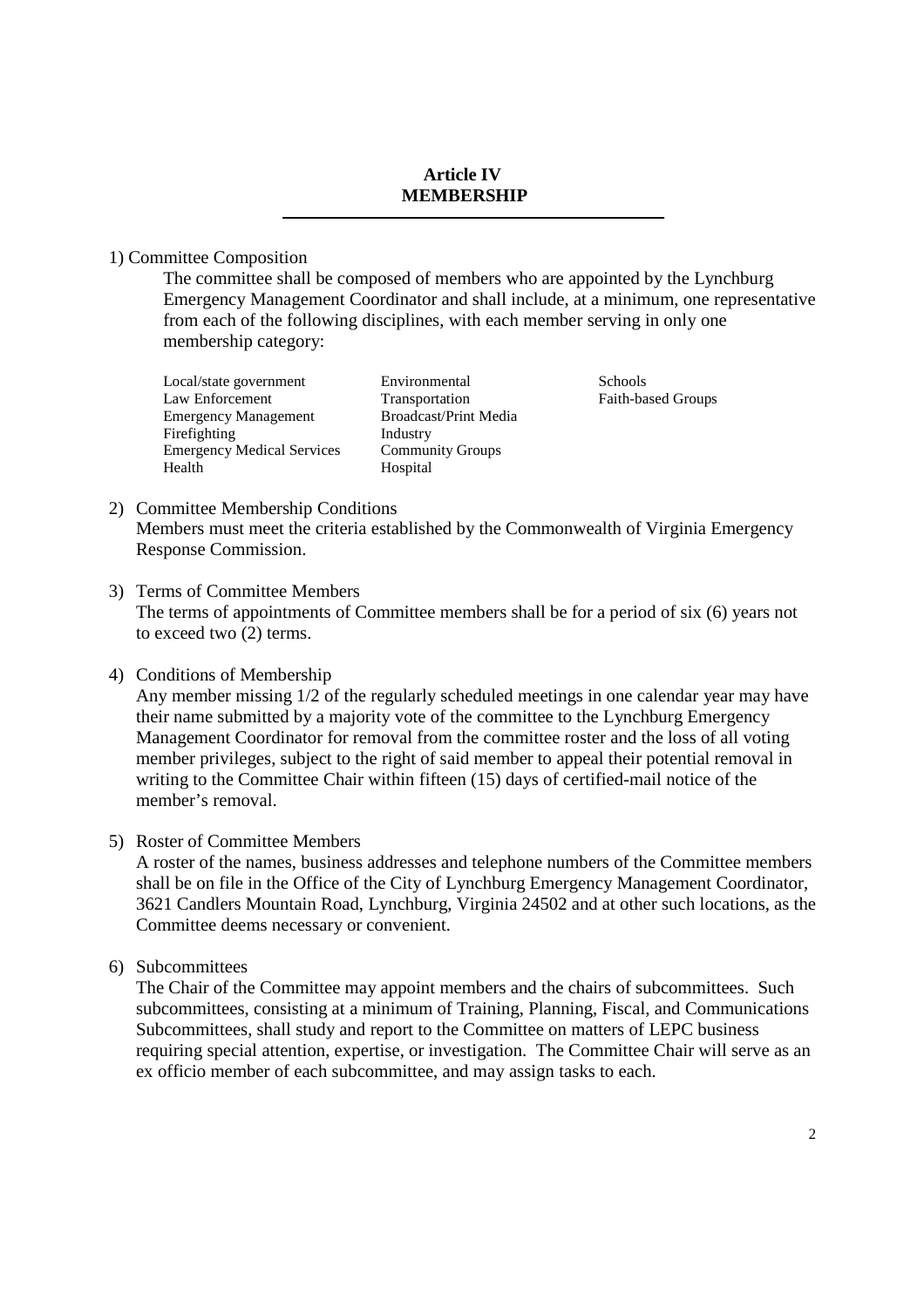## Article IV
## MEMBERSHIP

1) Committee Composition

The committee shall be composed of members who are appointed by the Lynchburg Emergency Management Coordinator and shall include, at a minimum, one representative from each of the following disciplines, with each member serving in only one membership category:

- Local/state government
- Law Enforcement
- Emergency Management
- Firefighting
- Emergency Medical Services
- Health
- Environmental
- Transportation
- Broadcast/Print Media
- Industry
- Community Groups
- Hospital
- Schools
- Faith-based Groups

2) Committee Membership Conditions

Members must meet the criteria established by the Commonwealth of Virginia Emergency Response Commission.

3) Terms of Committee Members

The terms of appointments of Committee members shall be for a period of six (6) years not to exceed two (2) terms.

4) Conditions of Membership

Any member missing 1/2 of the regularly scheduled meetings in one calendar year may have their name submitted by a majority vote of the committee to the Lynchburg Emergency Management Coordinator for removal from the committee roster and the loss of all voting member privileges, subject to the right of said member to appeal their potential removal in writing to the Committee Chair within fifteen (15) days of certified-mail notice of the member's removal.

5) Roster of Committee Members

A roster of the names, business addresses and telephone numbers of the Committee members shall be on file in the Office of the City of Lynchburg Emergency Management Coordinator, 3621 Candlers Mountain Road, Lynchburg, Virginia 24502 and at other such locations, as the Committee deems necessary or convenient.

6) Subcommittees

The Chair of the Committee may appoint members and the chairs of subcommittees. Such subcommittees, consisting at a minimum of Training, Planning, Fiscal, and Communications Subcommittees, shall study and report to the Committee on matters of LEPC business requiring special attention, expertise, or investigation. The Committee Chair will serve as an ex officio member of each subcommittee, and may assign tasks to each.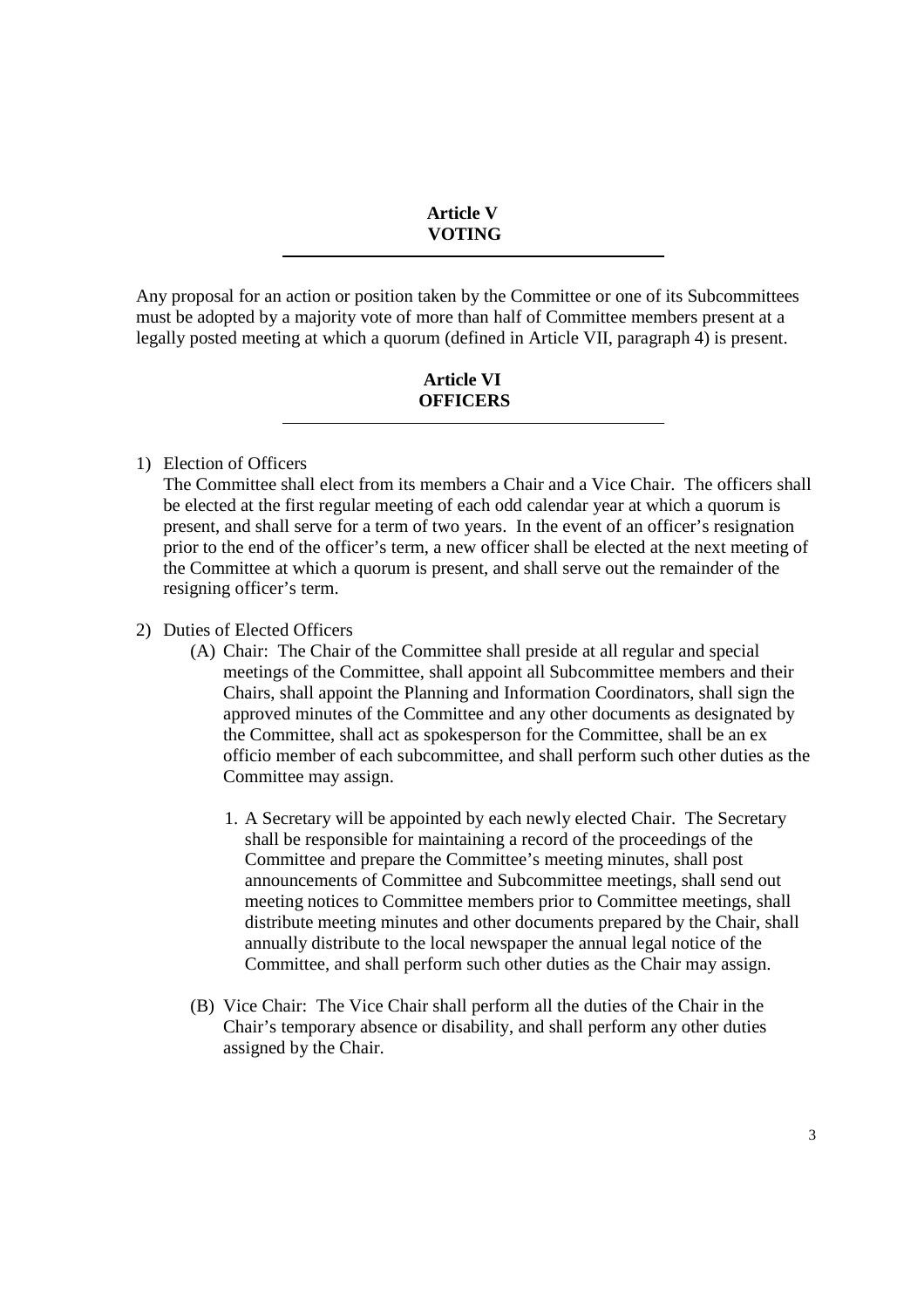## Article V
## VOTING

Any proposal for an action or position taken by the Committee or one of its Subcommittees must be adopted by a majority vote of more than half of Committee members present at a legally posted meeting at which a quorum (defined in Article VII, paragraph 4) is present.

## Article VI
## OFFICERS

1) Election of Officers

   The Committee shall elect from its members a Chair and a Vice Chair. The officers shall be elected at the first regular meeting of each odd calendar year at which a quorum is present, and shall serve for a term of two years. In the event of an officer's resignation prior to the end of the officer's term, a new officer shall be elected at the next meeting of the Committee at which a quorum is present, and shall serve out the remainder of the resigning officer's term.

2) Duties of Elected Officers

   (A) Chair: The Chair of the Committee shall preside at all regular and special meetings of the Committee, shall appoint all Subcommittee members and their Chairs, shall appoint the Planning and Information Coordinators, shall sign the approved minutes of the Committee and any other documents as designated by the Committee, shall act as spokesperson for the Committee, shall be an ex officio member of each subcommittee, and shall perform such other duties as the Committee may assign.

      1. A Secretary will be appointed by each newly elected Chair. The Secretary shall be responsible for maintaining a record of the proceedings of the Committee and prepare the Committee's meeting minutes, shall post announcements of Committee and Subcommittee meetings, shall send out meeting notices to Committee members prior to Committee meetings, shall distribute meeting minutes and other documents prepared by the Chair, shall annually distribute to the local newspaper the annual legal notice of the Committee, and shall perform such other duties as the Chair may assign.

   (B) Vice Chair: The Vice Chair shall perform all the duties of the Chair in the Chair's temporary absence or disability, and shall perform any other duties assigned by the Chair.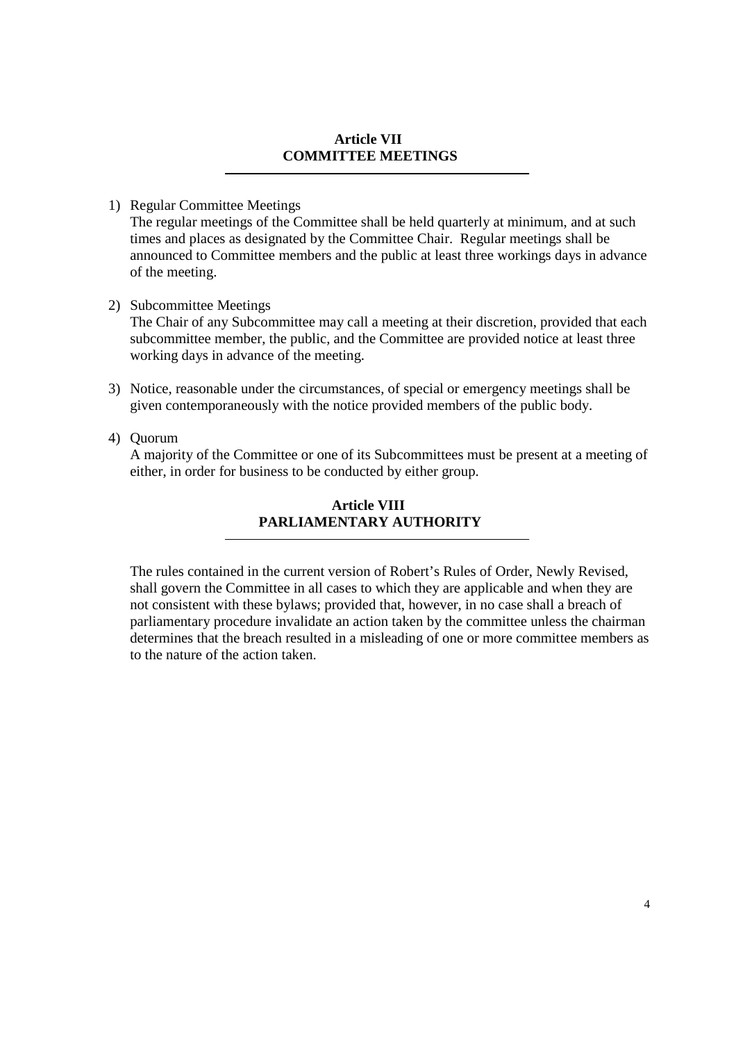## Article VII
## COMMITTEE MEETINGS

1) Regular Committee Meetings

   The regular meetings of the Committee shall be held quarterly at minimum, and at such times and places as designated by the Committee Chair. Regular meetings shall be announced to Committee members and the public at least three workings days in advance of the meeting.

2) Subcommittee Meetings

   The Chair of any Subcommittee may call a meeting at their discretion, provided that each subcommittee member, the public, and the Committee are provided notice at least three working days in advance of the meeting.

3) Notice, reasonable under the circumstances, of special or emergency meetings shall be given contemporaneously with the notice provided members of the public body.

4) Quorum

   A majority of the Committee or one of its Subcommittees must be present at a meeting of either, in order for business to be conducted by either group.

## Article VIII
## PARLIAMENTARY AUTHORITY

The rules contained in the current version of Robert's Rules of Order, Newly Revised, shall govern the Committee in all cases to which they are applicable and when they are not consistent with these bylaws; provided that, however, in no case shall a breach of parliamentary procedure invalidate an action taken by the committee unless the chairman determines that the breach resulted in a misleading of one or more committee members as to the nature of the action taken.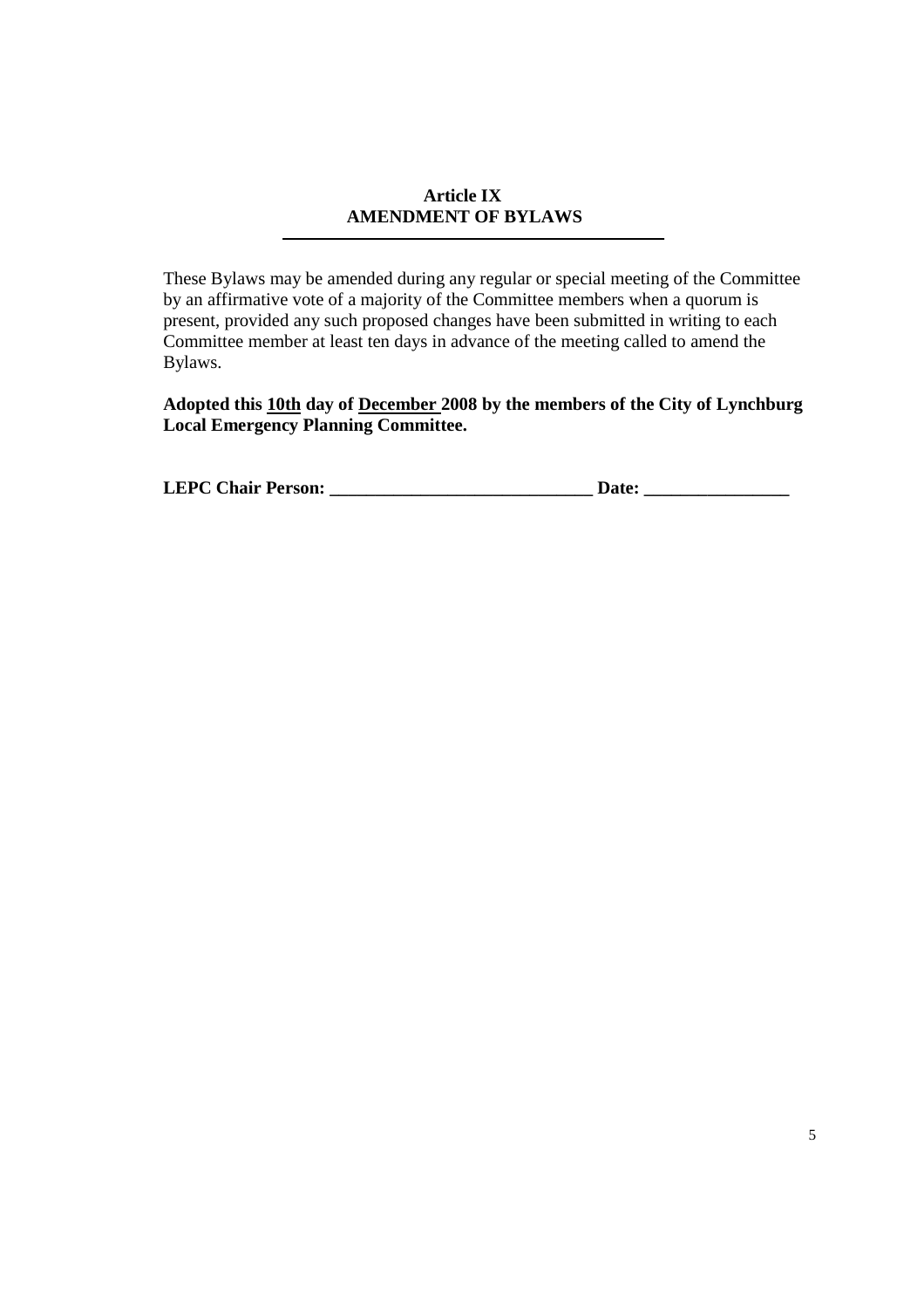## Article IX
## AMENDMENT OF BYLAWS

These Bylaws may be amended during any regular or special meeting of the Committee by an affirmative vote of a majority of the Committee members when a quorum is present, provided any such proposed changes have been submitted in writing to each Committee member at least ten days in advance of the meeting called to amend the Bylaws.

**Adopted this 10th day of December 2008 by the members of the City of Lynchburg Local Emergency Planning Committee.**

**LEPC Chair Person: _____________________________ Date: ________________**